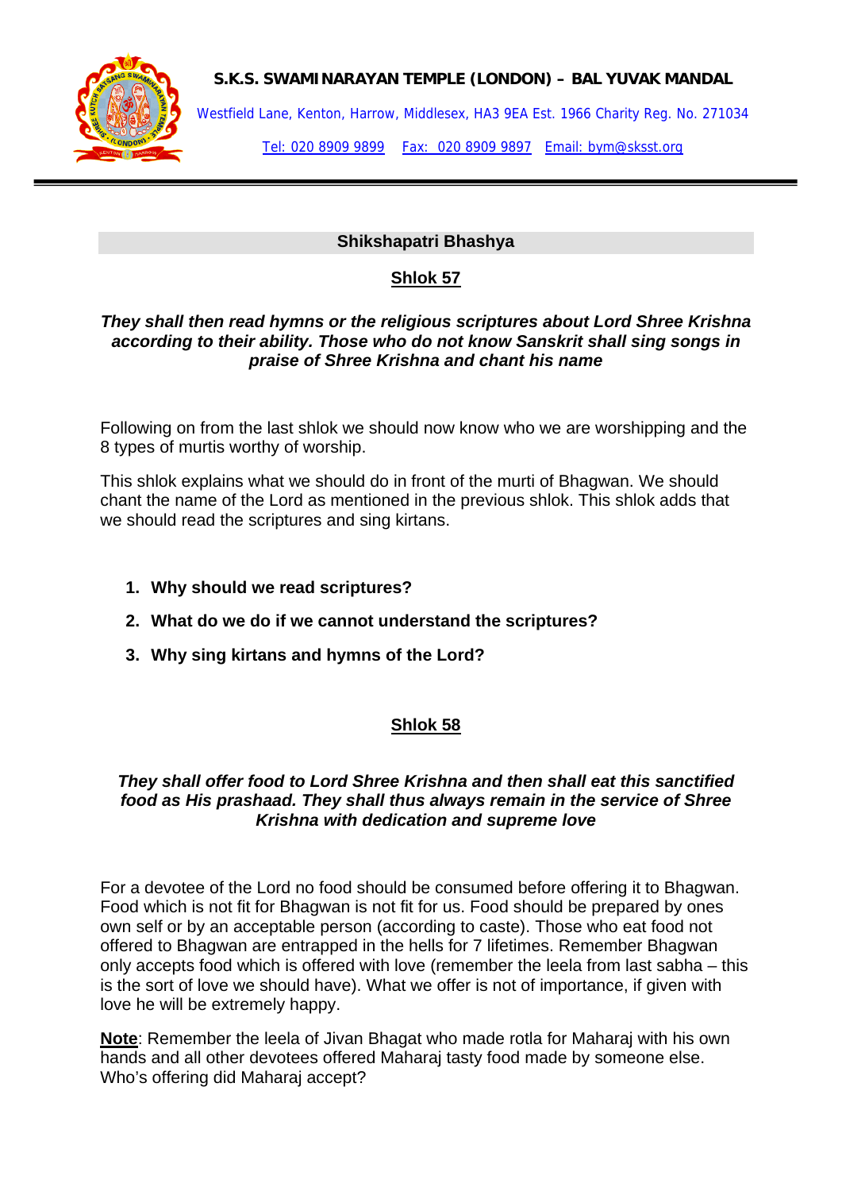**S.K.S. SWAMINARAYAN TEMPLE (LONDON) – BAL YUVAK MANDAL**

Westfield Lane, Kenton, Harrow, Middlesex, HA3 9EA Est. 1966 Charity Reg. No. 271034

Tel: 020 8909 9899 Fax: 020 8909 9897 Email: bym@sksst.org

---

## Shikshapatri Bhashya

### Shlok 57

***They shall then read hymns or the religious scriptures about Lord Shree Krishna according to their ability. Those who do not know Sanskrit shall sing songs in praise of Shree Krishna and chant his name***

Following on from the last shlok we should now know who we are worshipping and the 8 types of murtis worthy of worship.

This shlok explains what we should do in front of the murti of Bhagwan. We should chant the name of the Lord as mentioned in the previous shlok. This shlok adds that we should read the scriptures and sing kirtans.

1. **Why should we read scriptures?**
2. **What do we do if we cannot understand the scriptures?**
3. **Why sing kirtans and hymns of the Lord?**

### Shlok 58

***They shall offer food to Lord Shree Krishna and then shall eat this sanctified food as His prashaad. They shall thus always remain in the service of Shree Krishna with dedication and supreme love***

For a devotee of the Lord no food should be consumed before offering it to Bhagwan. Food which is not fit for Bhagwan is not fit for us. Food should be prepared by ones own self or by an acceptable person (according to caste). Those who eat food not offered to Bhagwan are entrapped in the hells for 7 lifetimes. Remember Bhagwan only accepts food which is offered with love (remember the leela from last sabha – this is the sort of love we should have). What we offer is not of importance, if given with love he will be extremely happy.

**Note**: Remember the leela of Jivan Bhagat who made rotla for Maharaj with his own hands and all other devotees offered Maharaj tasty food made by someone else. Who's offering did Maharaj accept?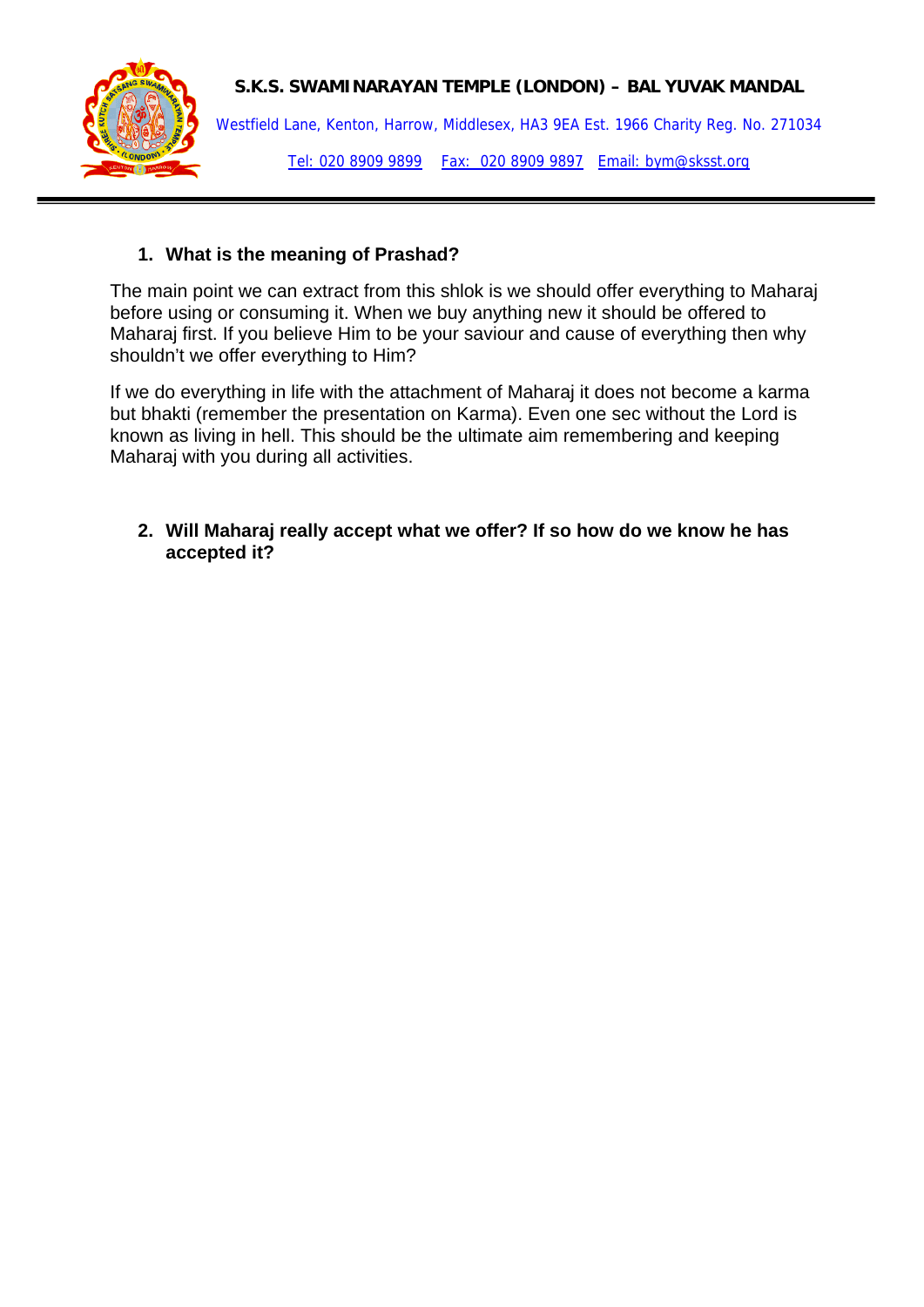**S.K.S. SWAMINARAYAN TEMPLE (LONDON) – BAL YUVAK MANDAL**

Westfield Lane, Kenton, Harrow, Middlesex, HA3 9EA Est. 1966 Charity Reg. No. 271034

Tel: 020 8909 9899 Fax: 020 8909 9897 Email: bym@sksst.org

---

1. **What is the meaning of Prashad?**

The main point we can extract from this shlok is we should offer everything to Maharaj before using or consuming it. When we buy anything new it should be offered to Maharaj first. If you believe Him to be your saviour and cause of everything then why shouldn't we offer everything to Him?

If we do everything in life with the attachment of Maharaj it does not become a karma but bhakti (remember the presentation on Karma). Even one sec without the Lord is known as living in hell. This should be the ultimate aim remembering and keeping Maharaj with you during all activities.

2. **Will Maharaj really accept what we offer? If so how do we know he has accepted it?**